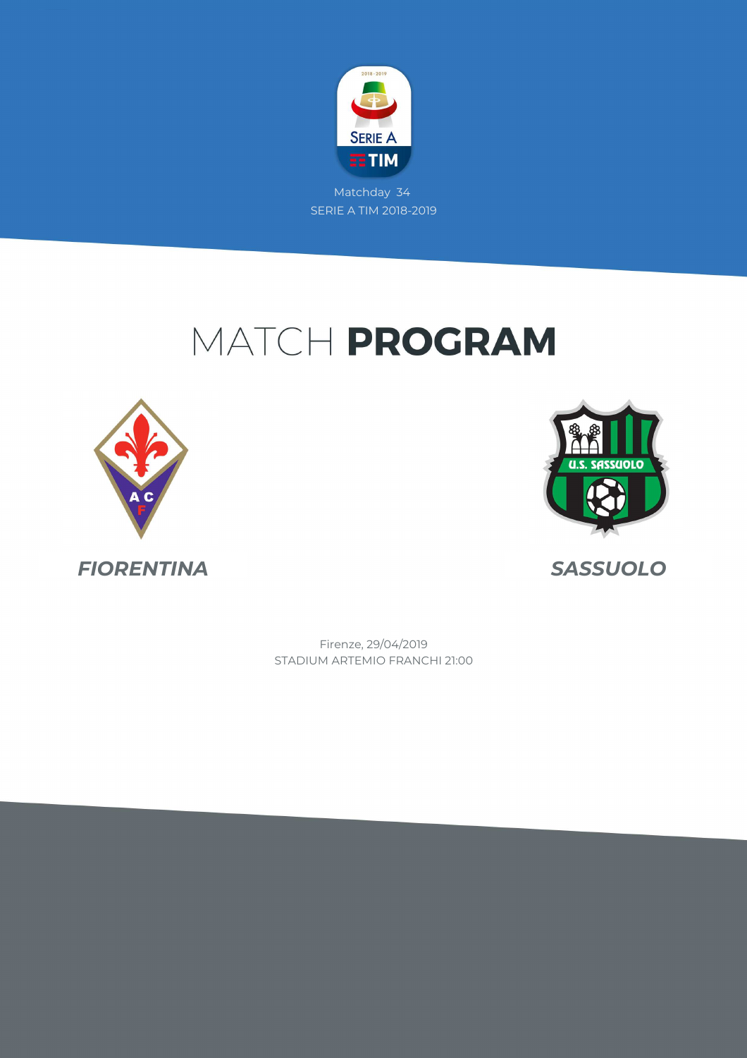Matchday 34

SERIE A TIM 2018-2019

# MATCH **PROGRAM**

***FIORENTINA***

***SASSUOLO***

Firenze, 29/04/2019

STADIUM ARTEMIO FRANCHI 21:00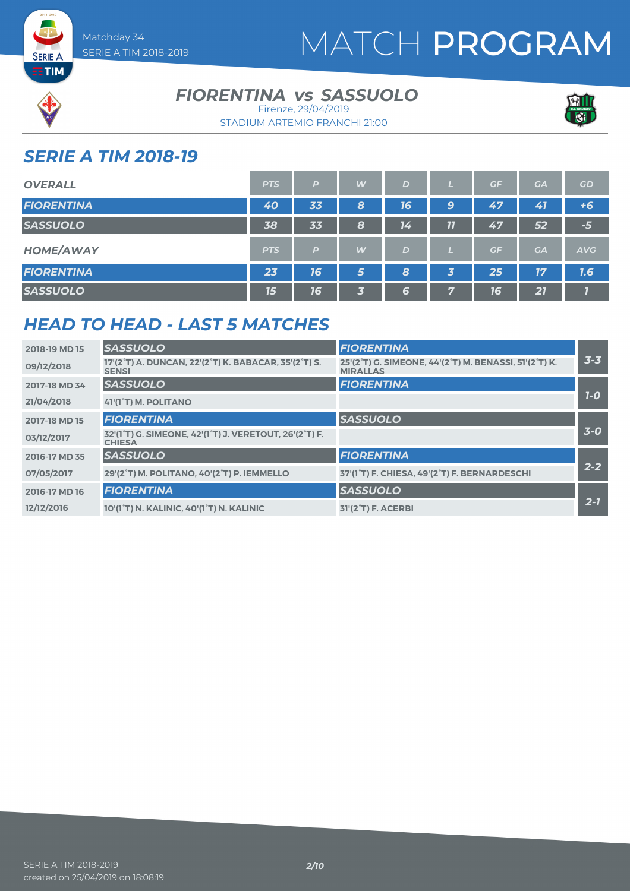# MATCH PROGRAM

Matchday 34
SERIE A TIM 2018-2019

## FIORENTINA vs SASSUOLO

Firenze, 29/04/2019
STADIUM ARTEMIO FRANCHI 21:00

## SERIE A TIM 2018-19

| OVERALL | PTS | P | W | D | L | GF | GA | GD |
|---|---|---|---|---|---|---|---|---|
| FIORENTINA | 40 | 33 | 8 | 16 | 9 | 47 | 41 | +6 |
| SASSUOLO | 38 | 33 | 8 | 14 | 11 | 47 | 52 | -5 |

| HOME/AWAY | PTS | P | W | D | L | GF | GA | AVG |
|---|---|---|---|---|---|---|---|---|
| FIORENTINA | 23 | 16 | 5 | 8 | 3 | 25 | 17 | 1.6 |
| SASSUOLO | 15 | 16 | 3 | 6 | 7 | 16 | 21 | 1 |

## HEAD TO HEAD - LAST 5 MATCHES

| Match | Home | Away | Result |
|---|---|---|---|
| 2018-19 MD 15 | SASSUOLO | FIORENTINA | 3-3 |
| 09/12/2018 | 17'(2°T) A. DUNCAN, 22'(2°T) K. BABACAR, 35'(2°T) S. SENSI | 25'(2°T) G. SIMEONE, 44'(2°T) M. BENASSI, 51'(2°T) K. MIRALLAS | |
| 2017-18 MD 34 | SASSUOLO | FIORENTINA | 1-0 |
| 21/04/2018 | 41'(1°T) M. POLITANO | | |
| 2017-18 MD 15 | FIORENTINA | SASSUOLO | 3-0 |
| 03/12/2017 | 32'(1°T) G. SIMEONE, 42'(1°T) J. VERETOUT, 26'(2°T) F. CHIESA | | |
| 2016-17 MD 35 | SASSUOLO | FIORENTINA | 2-2 |
| 07/05/2017 | 29'(2°T) M. POLITANO, 40'(2°T) P. IEMMELLO | 37'(1°T) F. CHIESA, 49'(2°T) F. BERNARDESCHI | |
| 2016-17 MD 16 | FIORENTINA | SASSUOLO | 2-1 |
| 12/12/2016 | 10'(1°T) N. KALINIC, 40'(1°T) N. KALINIC | 31'(2°T) F. ACERBI | |

SERIE A TIM 2018-2019
created on 25/04/2019 on 18:08:19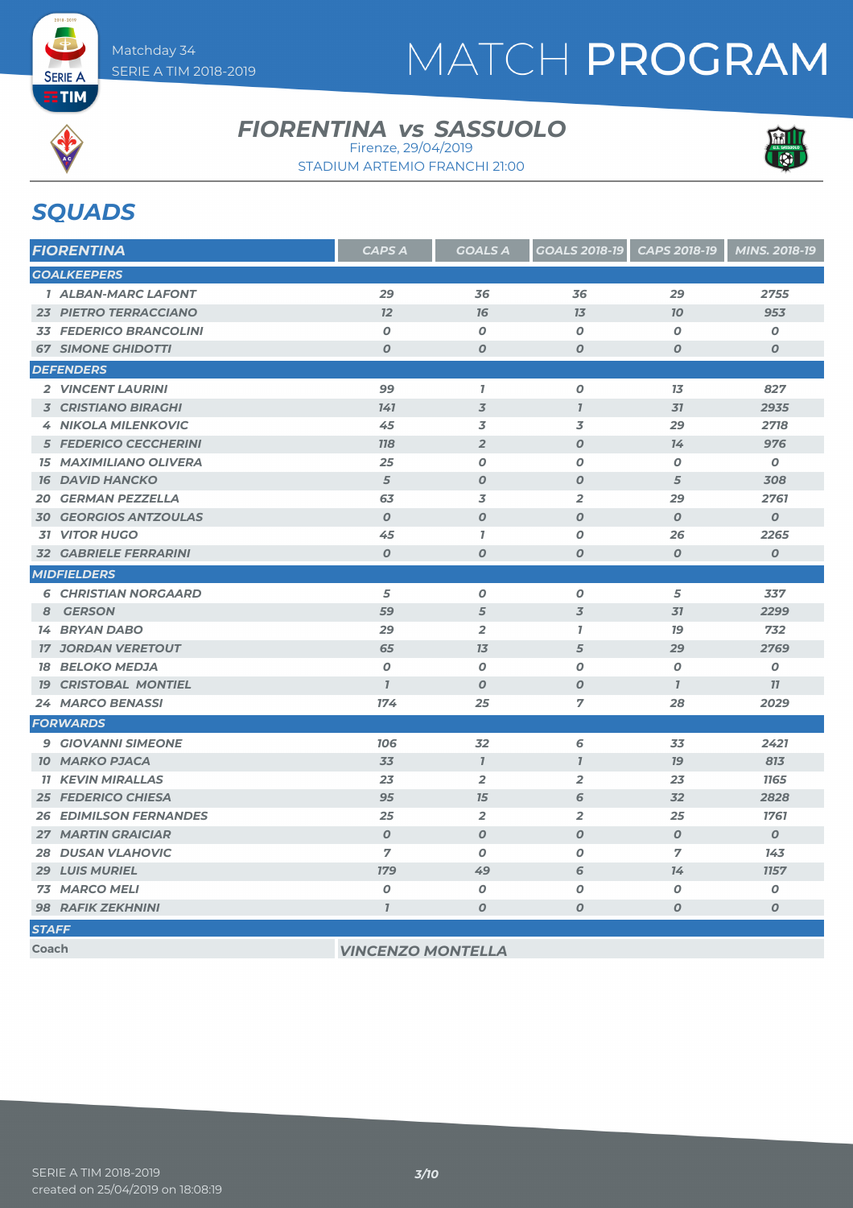# MATCH PROGRAM

Matchday 34
SERIE A TIM 2018-2019

## FIORENTINA vs SASSUOLO

Firenze, 29/04/2019
STADIUM ARTEMIO FRANCHI 21:00

## SQUADS

| FIORENTINA | CAPS A | GOALS A | GOALS 2018-19 | CAPS 2018-19 | MINS. 2018-19 |
|---|---|---|---|---|---|
| **GOALKEEPERS** | | | | | |
| 1 ALBAN-MARC LAFONT | 29 | 36 | 36 | 29 | 2755 |
| 23 PIETRO TERRACCIANO | 12 | 16 | 13 | 10 | 953 |
| 33 FEDERICO BRANCOLINI | 0 | 0 | 0 | 0 | 0 |
| 67 SIMONE GHIDOTTI | 0 | 0 | 0 | 0 | 0 |
| **DEFENDERS** | | | | | |
| 2 VINCENT LAURINI | 99 | 1 | 0 | 13 | 827 |
| 3 CRISTIANO BIRAGHI | 141 | 3 | 1 | 31 | 2935 |
| 4 NIKOLA MILENKOVIC | 45 | 3 | 3 | 29 | 2718 |
| 5 FEDERICO CECCHERINI | 118 | 2 | 0 | 14 | 976 |
| 15 MAXIMILIANO OLIVERA | 25 | 0 | 0 | 0 | 0 |
| 16 DAVID HANCKO | 5 | 0 | 0 | 5 | 308 |
| 20 GERMAN PEZZELLA | 63 | 3 | 2 | 29 | 2761 |
| 30 GEORGIOS ANTZOULAS | 0 | 0 | 0 | 0 | 0 |
| 31 VITOR HUGO | 45 | 1 | 0 | 26 | 2265 |
| 32 GABRIELE FERRARINI | 0 | 0 | 0 | 0 | 0 |
| **MIDFIELDERS** | | | | | |
| 6 CHRISTIAN NORGAARD | 5 | 0 | 0 | 5 | 337 |
| 8 GERSON | 59 | 5 | 3 | 31 | 2299 |
| 14 BRYAN DABO | 29 | 2 | 1 | 19 | 732 |
| 17 JORDAN VERETOUT | 65 | 13 | 5 | 29 | 2769 |
| 18 BELOKO MEDJA | 0 | 0 | 0 | 0 | 0 |
| 19 CRISTOBAL MONTIEL | 1 | 0 | 0 | 1 | 11 |
| 24 MARCO BENASSI | 174 | 25 | 7 | 28 | 2029 |
| **FORWARDS** | | | | | |
| 9 GIOVANNI SIMEONE | 106 | 32 | 6 | 33 | 2421 |
| 10 MARKO PJACA | 33 | 1 | 1 | 19 | 813 |
| 11 KEVIN MIRALLAS | 23 | 2 | 2 | 23 | 1165 |
| 25 FEDERICO CHIESA | 95 | 15 | 6 | 32 | 2828 |
| 26 EDIMILSON FERNANDES | 25 | 2 | 2 | 25 | 1761 |
| 27 MARTIN GRAICIAR | 0 | 0 | 0 | 0 | 0 |
| 28 DUSAN VLAHOVIC | 7 | 0 | 0 | 7 | 143 |
| 29 LUIS MURIEL | 179 | 49 | 6 | 14 | 1157 |
| 73 MARCO MELI | 0 | 0 | 0 | 0 | 0 |
| 98 RAFIK ZEKHNINI | 1 | 0 | 0 | 0 | 0 |

| STAFF | |
|---|---|
| Coach | VINCENZO MONTELLA |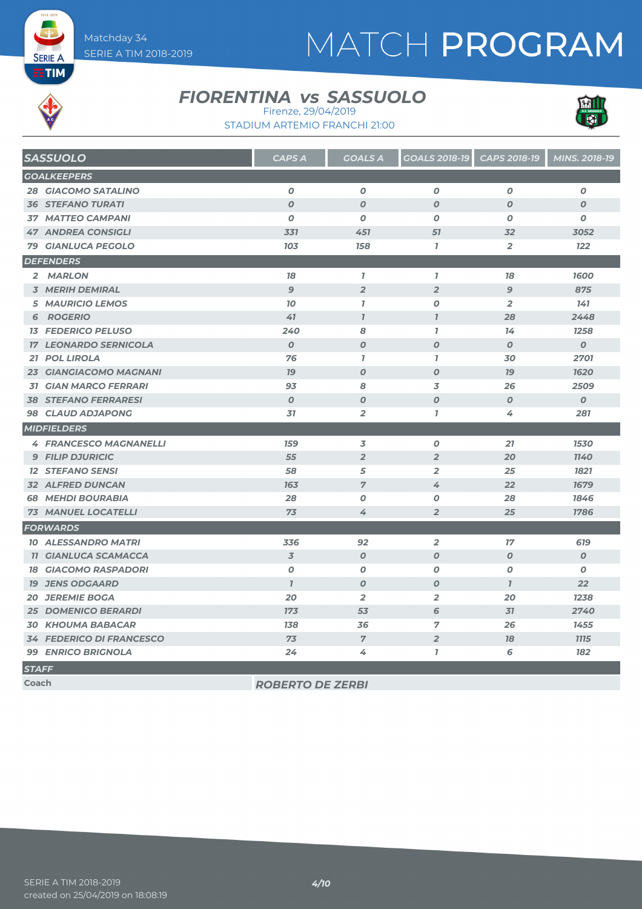# MATCH PROGRAM

Matchday 34
SERIE A TIM 2018-2019

## FIORENTINA vs SASSUOLO

Firenze, 29/04/2019
STADIUM ARTEMIO FRANCHI 21:00

| SASSUOLO | CAPS A | GOALS A | GOALS 2018-19 | CAPS 2018-19 | MINS. 2018-19 |
|---|---|---|---|---|---|
| **GOALKEEPERS** | | | | | |
| 28 GIACOMO SATALINO | 0 | 0 | 0 | 0 | 0 |
| 36 STEFANO TURATI | 0 | 0 | 0 | 0 | 0 |
| 37 MATTEO CAMPANI | 0 | 0 | 0 | 0 | 0 |
| 47 ANDREA CONSIGLI | 331 | 451 | 51 | 32 | 3052 |
| 79 GIANLUCA PEGOLO | 103 | 158 | 1 | 2 | 122 |
| **DEFENDERS** | | | | | |
| 2 MARLON | 18 | 1 | 1 | 18 | 1600 |
| 3 MERIH DEMIRAL | 9 | 2 | 2 | 9 | 875 |
| 5 MAURICIO LEMOS | 10 | 1 | 0 | 2 | 141 |
| 6 ROGERIO | 41 | 1 | 1 | 28 | 2448 |
| 13 FEDERICO PELUSO | 240 | 8 | 1 | 14 | 1258 |
| 17 LEONARDO SERNICOLA | 0 | 0 | 0 | 0 | 0 |
| 21 POL LIROLA | 76 | 1 | 1 | 30 | 2701 |
| 23 GIANGIACOMO MAGNANI | 19 | 0 | 0 | 19 | 1620 |
| 31 GIAN MARCO FERRARI | 93 | 8 | 3 | 26 | 2509 |
| 38 STEFANO FERRARESI | 0 | 0 | 0 | 0 | 0 |
| 98 CLAUD ADJAPONG | 31 | 2 | 1 | 4 | 281 |
| **MIDFIELDERS** | | | | | |
| 4 FRANCESCO MAGNANELLI | 159 | 3 | 0 | 21 | 1530 |
| 9 FILIP DJURICIC | 55 | 2 | 2 | 20 | 1140 |
| 12 STEFANO SENSI | 58 | 5 | 2 | 25 | 1821 |
| 32 ALFRED DUNCAN | 163 | 7 | 4 | 22 | 1679 |
| 68 MEHDI BOURABIA | 28 | 0 | 0 | 28 | 1846 |
| 73 MANUEL LOCATELLI | 73 | 4 | 2 | 25 | 1786 |
| **FORWARDS** | | | | | |
| 10 ALESSANDRO MATRI | 336 | 92 | 2 | 17 | 619 |
| 11 GIANLUCA SCAMACCA | 3 | 0 | 0 | 0 | 0 |
| 18 GIACOMO RASPADORI | 0 | 0 | 0 | 0 | 0 |
| 19 JENS ODGAARD | 1 | 0 | 0 | 1 | 22 |
| 20 JEREMIE BOGA | 20 | 2 | 2 | 20 | 1238 |
| 25 DOMENICO BERARDI | 173 | 53 | 6 | 31 | 2740 |
| 30 KHOUMA BABACAR | 138 | 36 | 7 | 26 | 1455 |
| 34 FEDERICO DI FRANCESCO | 73 | 7 | 2 | 18 | 1115 |
| 99 ENRICO BRIGNOLA | 24 | 4 | 1 | 6 | 182 |
| **STAFF** | | | | | |
| Coach | ROBERTO DE ZERBI | | | | |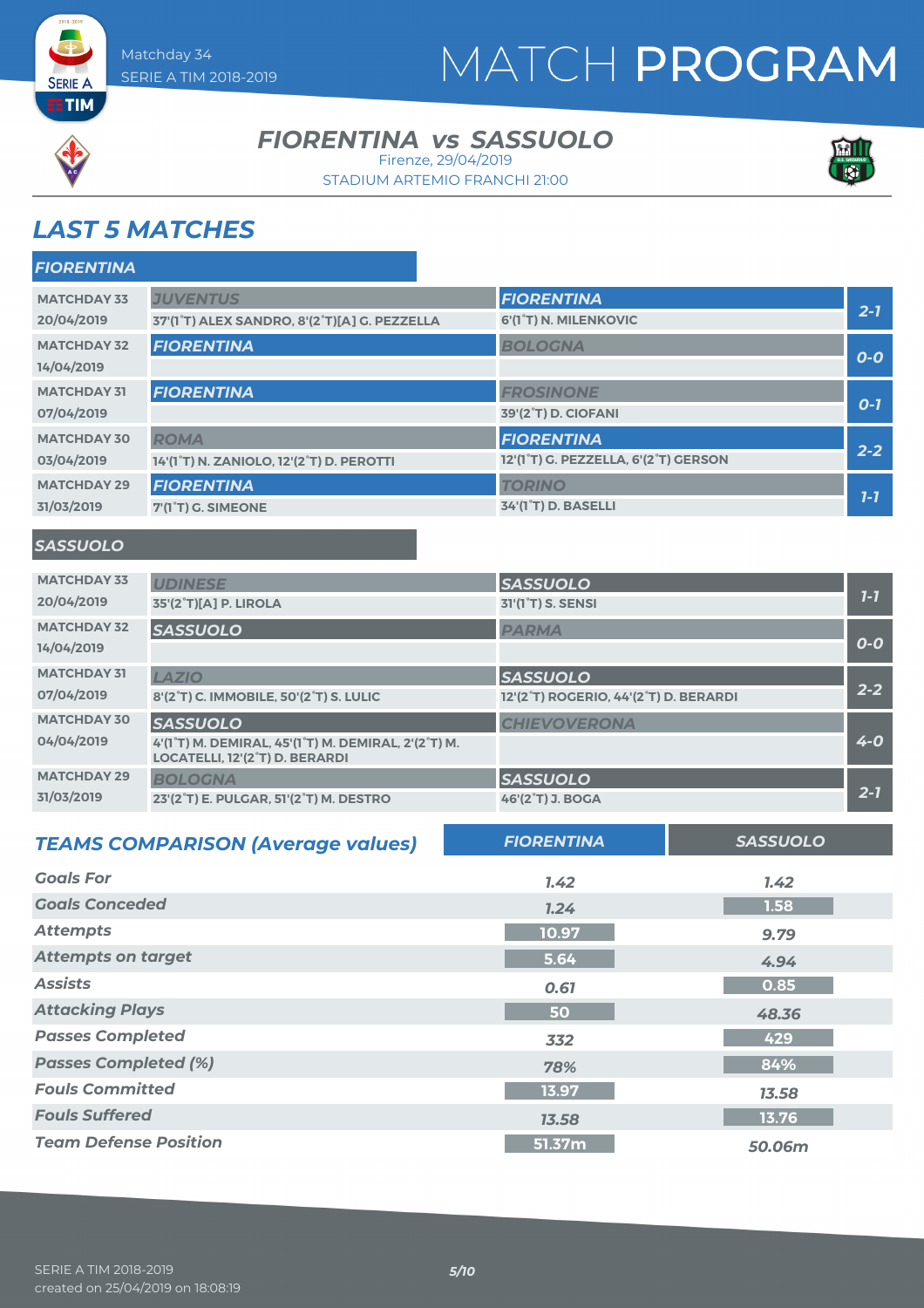Matchday 34
SERIE A TIM 2018-2019

# MATCH PROGRAM

## FIORENTINA vs SASSUOLO

Firenze, 29/04/2019

STADIUM ARTEMIO FRANCHI 21:00

## LAST 5 MATCHES

### FIORENTINA

| Matchday | Home | Away | Result |
|---|---|---|---|
| MATCHDAY 33 20/04/2019 | JUVENTUS 37'(1°T) ALEX SANDRO, 8'(2°T)[A] G. PEZZELLA | FIORENTINA 6'(1°T) N. MILENKOVIC | 2-1 |
| MATCHDAY 32 14/04/2019 | FIORENTINA | BOLOGNA | 0-0 |
| MATCHDAY 31 07/04/2019 | FIORENTINA | FROSINONE 39'(2°T) D. CIOFANI | 0-1 |
| MATCHDAY 30 03/04/2019 | ROMA 14'(1°T) N. ZANIOLO, 12'(2°T) D. PEROTTI | FIORENTINA 12'(1°T) G. PEZZELLA, 6'(2°T) GERSON | 2-2 |
| MATCHDAY 29 31/03/2019 | FIORENTINA 7'(1°T) G. SIMEONE | TORINO 34'(1°T) D. BASELLI | 1-1 |

### SASSUOLO

| Matchday | Home | Away | Result |
|---|---|---|---|
| MATCHDAY 33 20/04/2019 | UDINESE 35'(2°T)[A] P. LIROLA | SASSUOLO 31'(1°T) S. SENSI | 1-1 |
| MATCHDAY 32 14/04/2019 | SASSUOLO | PARMA | 0-0 |
| MATCHDAY 31 07/04/2019 | LAZIO 8'(2°T) C. IMMOBILE, 50'(2°T) S. LULIC | SASSUOLO 12'(2°T) ROGERIO, 44'(2°T) D. BERARDI | 2-2 |
| MATCHDAY 30 04/04/2019 | SASSUOLO 4'(1°T) M. DEMIRAL, 45'(1°T) M. DEMIRAL, 2'(2°T) M. LOCATELLI, 12'(2°T) D. BERARDI | CHIEVOVERONA | 4-0 |
| MATCHDAY 29 31/03/2019 | BOLOGNA 23'(2°T) E. PULGAR, 51'(2°T) M. DESTRO | SASSUOLO 46'(2°T) J. BOGA | 2-1 |

## TEAMS COMPARISON (Average values)

| | FIORENTINA | SASSUOLO |
|---|---|---|
| Goals For | 1.42 | 1.42 |
| Goals Conceded | 1.24 | 1.58 |
| Attempts | 10.97 | 9.79 |
| Attempts on target | 5.64 | 4.94 |
| Assists | 0.61 | 0.85 |
| Attacking Plays | 50 | 48.36 |
| Passes Completed | 332 | 429 |
| Passes Completed (%) | 78% | 84% |
| Fouls Committed | 13.97 | 13.58 |
| Fouls Suffered | 13.58 | 13.76 |
| Team Defense Position | 51.37m | 50.06m |

SERIE A TIM 2018-2019
created on 25/04/2019 on 18:08:19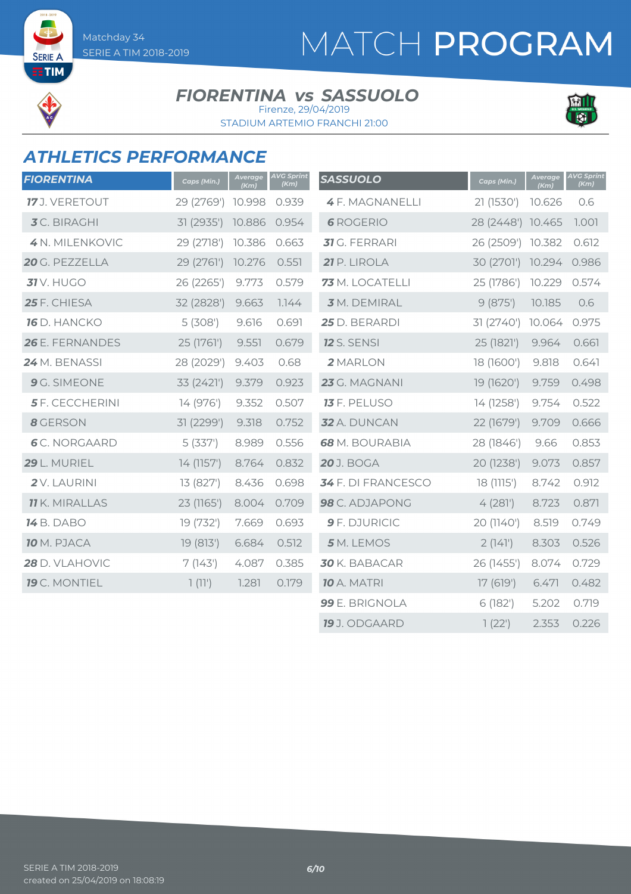# MATCH PROGRAM

Matchday 34
SERIE A TIM 2018-2019

## FIORENTINA vs SASSUOLO

Firenze, 29/04/2019
STADIUM ARTEMIO FRANCHI 21:00

## ATHLETICS PERFORMANCE

| FIORENTINA | Caps (Min.) | Average (Km) | AVG Sprint (Km) |
|---|---|---|---|
| **17** J. VERETOUT | 29 (2769') | 10.998 | 0.939 |
| **3** C. BIRAGHI | 31 (2935') | 10.886 | 0.954 |
| **4** N. MILENKOVIC | 29 (2718') | 10.386 | 0.663 |
| **20** G. PEZZELLA | 29 (2761') | 10.276 | 0.551 |
| **31** V. HUGO | 26 (2265') | 9.773 | 0.579 |
| **25** F. CHIESA | 32 (2828') | 9.663 | 1.144 |
| **16** D. HANCKO | 5 (308') | 9.616 | 0.691 |
| **26** E. FERNANDES | 25 (1761') | 9.551 | 0.679 |
| **24** M. BENASSI | 28 (2029') | 9.403 | 0.68 |
| **9** G. SIMEONE | 33 (2421') | 9.379 | 0.923 |
| **5** F. CECCHERINI | 14 (976') | 9.352 | 0.507 |
| **8** GERSON | 31 (2299') | 9.318 | 0.752 |
| **6** C. NORGAARD | 5 (337') | 8.989 | 0.556 |
| **29** L. MURIEL | 14 (1157') | 8.764 | 0.832 |
| **2** V. LAURINI | 13 (827') | 8.436 | 0.698 |
| **11** K. MIRALLAS | 23 (1165') | 8.004 | 0.709 |
| **14** B. DABO | 19 (732') | 7.669 | 0.693 |
| **10** M. PJACA | 19 (813') | 6.684 | 0.512 |
| **28** D. VLAHOVIC | 7 (143') | 4.087 | 0.385 |
| **19** C. MONTIEL | 1 (11') | 1.281 | 0.179 |

| SASSUOLO | Caps (Min.) | Average (Km) | AVG Sprint (Km) |
|---|---|---|---|
| **4** F. MAGNANELLI | 21 (1530') | 10.626 | 0.6 |
| **6** ROGERIO | 28 (2448') | 10.465 | 1.001 |
| **31** G. FERRARI | 26 (2509') | 10.382 | 0.612 |
| **21** P. LIROLA | 30 (2701') | 10.294 | 0.986 |
| **73** M. LOCATELLI | 25 (1786') | 10.229 | 0.574 |
| **3** M. DEMIRAL | 9 (875') | 10.185 | 0.6 |
| **25** D. BERARDI | 31 (2740') | 10.064 | 0.975 |
| **12** S. SENSI | 25 (1821') | 9.964 | 0.661 |
| **2** MARLON | 18 (1600') | 9.818 | 0.641 |
| **23** G. MAGNANI | 19 (1620') | 9.759 | 0.498 |
| **13** F. PELUSO | 14 (1258') | 9.754 | 0.522 |
| **32** A. DUNCAN | 22 (1679') | 9.709 | 0.666 |
| **68** M. BOURABIA | 28 (1846') | 9.66 | 0.853 |
| **20** J. BOGA | 20 (1238') | 9.073 | 0.857 |
| **34** F. DI FRANCESCO | 18 (1115') | 8.742 | 0.912 |
| **98** C. ADJAPONG | 4 (281') | 8.723 | 0.871 |
| **9** F. DJURICIC | 20 (1140') | 8.519 | 0.749 |
| **5** M. LEMOS | 2 (141') | 8.303 | 0.526 |
| **30** K. BABACAR | 26 (1455') | 8.074 | 0.729 |
| **10** A. MATRI | 17 (619') | 6.471 | 0.482 |
| **99** E. BRIGNOLA | 6 (182') | 5.202 | 0.719 |
| **19** J. ODGAARD | 1 (22') | 2.353 | 0.226 |

SERIE A TIM 2018-2019
created on 25/04/2019 on 18:08:19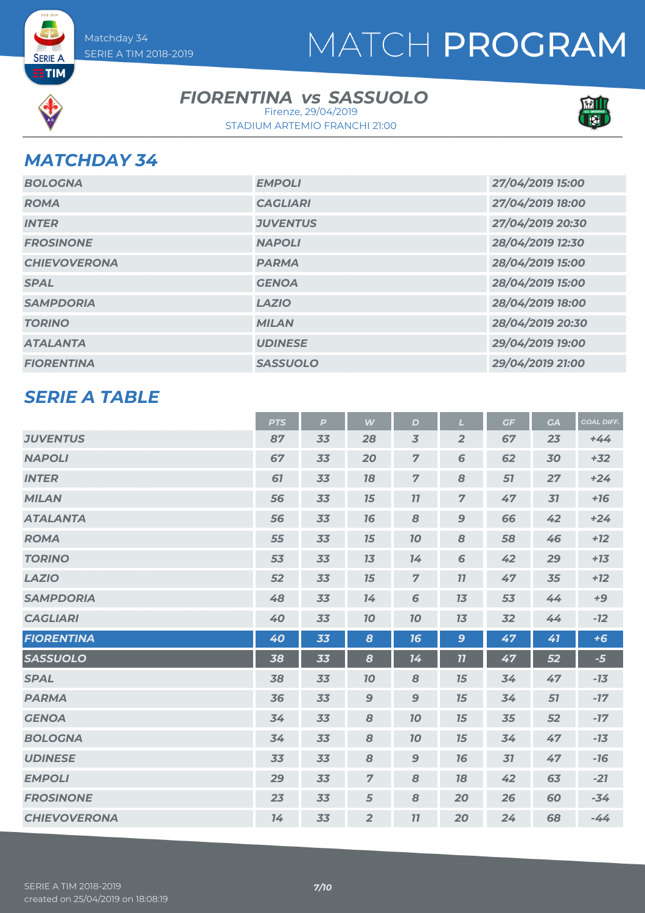# MATCH PROGRAM

Matchday 34
SERIE A TIM 2018-2019

## FIORENTINA vs SASSUOLO

Firenze, 29/04/2019
STADIUM ARTEMIO FRANCHI 21:00

## MATCHDAY 34

| | | |
|---|---|---|
| BOLOGNA | EMPOLI | 27/04/2019 15:00 |
| ROMA | CAGLIARI | 27/04/2019 18:00 |
| INTER | JUVENTUS | 27/04/2019 20:30 |
| FROSINONE | NAPOLI | 28/04/2019 12:30 |
| CHIEVOVERONA | PARMA | 28/04/2019 15:00 |
| SPAL | GENOA | 28/04/2019 15:00 |
| SAMPDORIA | LAZIO | 28/04/2019 18:00 |
| TORINO | MILAN | 28/04/2019 20:30 |
| ATALANTA | UDINESE | 29/04/2019 19:00 |
| FIORENTINA | SASSUOLO | 29/04/2019 21:00 |

## SERIE A TABLE

| | PTS | P | W | D | L | GF | GA | GOAL DIFF. |
|---|---|---|---|---|---|---|---|---|
| JUVENTUS | 87 | 33 | 28 | 3 | 2 | 67 | 23 | +44 |
| NAPOLI | 67 | 33 | 20 | 7 | 6 | 62 | 30 | +32 |
| INTER | 61 | 33 | 18 | 7 | 8 | 51 | 27 | +24 |
| MILAN | 56 | 33 | 15 | 11 | 7 | 47 | 31 | +16 |
| ATALANTA | 56 | 33 | 16 | 8 | 9 | 66 | 42 | +24 |
| ROMA | 55 | 33 | 15 | 10 | 8 | 58 | 46 | +12 |
| TORINO | 53 | 33 | 13 | 14 | 6 | 42 | 29 | +13 |
| LAZIO | 52 | 33 | 15 | 7 | 11 | 47 | 35 | +12 |
| SAMPDORIA | 48 | 33 | 14 | 6 | 13 | 53 | 44 | +9 |
| CAGLIARI | 40 | 33 | 10 | 10 | 13 | 32 | 44 | -12 |
| FIORENTINA | 40 | 33 | 8 | 16 | 9 | 47 | 41 | +6 |
| SASSUOLO | 38 | 33 | 8 | 14 | 11 | 47 | 52 | -5 |
| SPAL | 38 | 33 | 10 | 8 | 15 | 34 | 47 | -13 |
| PARMA | 36 | 33 | 9 | 9 | 15 | 34 | 51 | -17 |
| GENOA | 34 | 33 | 8 | 10 | 15 | 35 | 52 | -17 |
| BOLOGNA | 34 | 33 | 8 | 10 | 15 | 34 | 47 | -13 |
| UDINESE | 33 | 33 | 8 | 9 | 16 | 31 | 47 | -16 |
| EMPOLI | 29 | 33 | 7 | 8 | 18 | 42 | 63 | -21 |
| FROSINONE | 23 | 33 | 5 | 8 | 20 | 26 | 60 | -34 |
| CHIEVOVERONA | 14 | 33 | 2 | 11 | 20 | 24 | 68 | -44 |

SERIE A TIM 2018-2019
created on 25/04/2019 on 18:08:19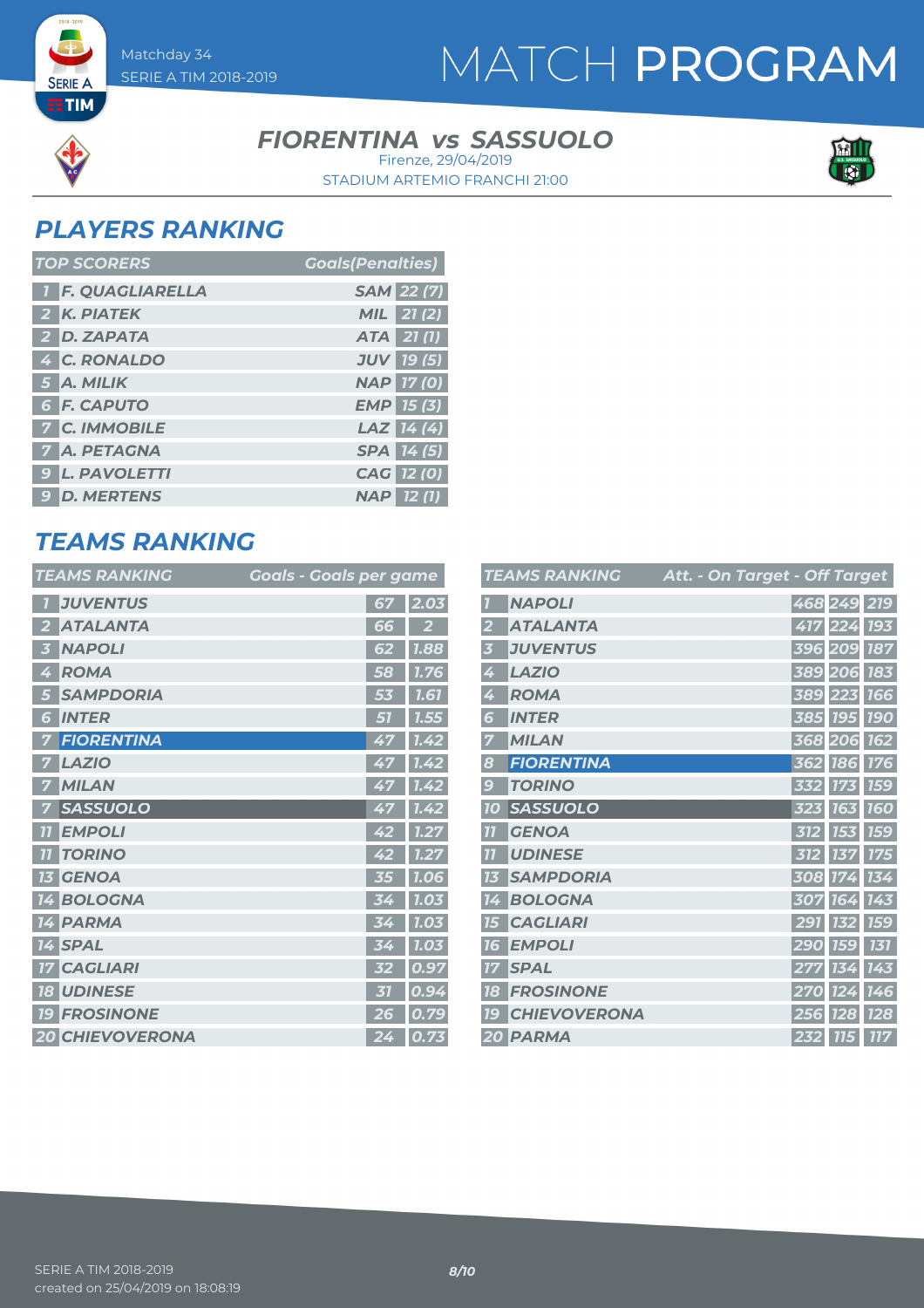# MATCH PROGRAM

Matchday 34
SERIE A TIM 2018-2019

## FIORENTINA vs SASSUOLO

Firenze, 29/04/2019
STADIUM ARTEMIO FRANCHI 21:00

## PLAYERS RANKING

| TOP SCORERS | | | Goals(Penalties) |
|---|---|---|---|
| 1 | F. QUAGLIARELLA | SAM | 22 (7) |
| 2 | K. PIATEK | MIL | 21 (2) |
| 2 | D. ZAPATA | ATA | 21 (1) |
| 4 | C. RONALDO | JUV | 19 (5) |
| 5 | A. MILIK | NAP | 17 (0) |
| 6 | F. CAPUTO | EMP | 15 (3) |
| 7 | C. IMMOBILE | LAZ | 14 (4) |
| 7 | A. PETAGNA | SPA | 14 (5) |
| 9 | L. PAVOLETTI | CAG | 12 (0) |
| 9 | D. MERTENS | NAP | 12 (1) |

## TEAMS RANKING

| TEAMS RANKING | | Goals | Goals per game |
|---|---|---|---|
| 1 | JUVENTUS | 67 | 2.03 |
| 2 | ATALANTA | 66 | 2 |
| 3 | NAPOLI | 62 | 1.88 |
| 4 | ROMA | 58 | 1.76 |
| 5 | SAMPDORIA | 53 | 1.61 |
| 6 | INTER | 51 | 1.55 |
| 7 | FIORENTINA | 47 | 1.42 |
| 7 | LAZIO | 47 | 1.42 |
| 7 | MILAN | 47 | 1.42 |
| 7 | SASSUOLO | 47 | 1.42 |
| 11 | EMPOLI | 42 | 1.27 |
| 11 | TORINO | 42 | 1.27 |
| 13 | GENOA | 35 | 1.06 |
| 14 | BOLOGNA | 34 | 1.03 |
| 14 | PARMA | 34 | 1.03 |
| 14 | SPAL | 34 | 1.03 |
| 17 | CAGLIARI | 32 | 0.97 |
| 18 | UDINESE | 31 | 0.94 |
| 19 | FROSINONE | 26 | 0.79 |
| 20 | CHIEVOVERONA | 24 | 0.73 |

| TEAMS RANKING | | Att. | On Target | Off Target |
|---|---|---|---|---|
| 1 | NAPOLI | 468 | 249 | 219 |
| 2 | ATALANTA | 417 | 224 | 193 |
| 3 | JUVENTUS | 396 | 209 | 187 |
| 4 | LAZIO | 389 | 206 | 183 |
| 4 | ROMA | 389 | 223 | 166 |
| 6 | INTER | 385 | 195 | 190 |
| 7 | MILAN | 368 | 206 | 162 |
| 8 | FIORENTINA | 362 | 186 | 176 |
| 9 | TORINO | 332 | 173 | 159 |
| 10 | SASSUOLO | 323 | 163 | 160 |
| 11 | GENOA | 312 | 153 | 159 |
| 11 | UDINESE | 312 | 137 | 175 |
| 13 | SAMPDORIA | 308 | 174 | 134 |
| 14 | BOLOGNA | 307 | 164 | 143 |
| 15 | CAGLIARI | 291 | 132 | 159 |
| 16 | EMPOLI | 290 | 159 | 131 |
| 17 | SPAL | 277 | 134 | 143 |
| 18 | FROSINONE | 270 | 124 | 146 |
| 19 | CHIEVOVERONA | 256 | 128 | 128 |
| 20 | PARMA | 232 | 115 | 117 |

SERIE A TIM 2018-2019
created on 25/04/2019 on 18:08:19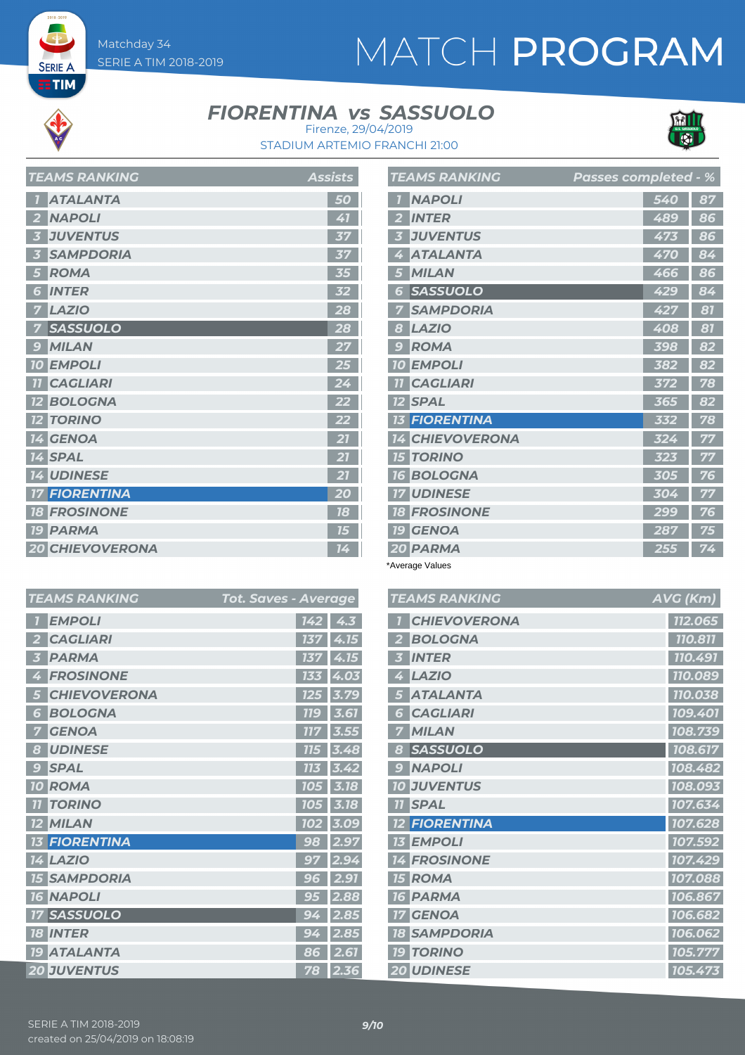# MATCH PROGRAM

Matchday 34
SERIE A TIM 2018-2019

## FIORENTINA vs SASSUOLO

Firenze, 29/04/2019
STADIUM ARTEMIO FRANCHI 21:00

| TEAMS RANKING | | Assists |
|---|---|---|
| 1 | ATALANTA | 50 |
| 2 | NAPOLI | 41 |
| 3 | JUVENTUS | 37 |
| 3 | SAMPDORIA | 37 |
| 5 | ROMA | 35 |
| 6 | INTER | 32 |
| 7 | LAZIO | 28 |
| 7 | SASSUOLO | 28 |
| 9 | MILAN | 27 |
| 10 | EMPOLI | 25 |
| 11 | CAGLIARI | 24 |
| 12 | BOLOGNA | 22 |
| 12 | TORINO | 22 |
| 14 | GENOA | 21 |
| 14 | SPAL | 21 |
| 14 | UDINESE | 21 |
| 17 | FIORENTINA | 20 |
| 18 | FROSINONE | 18 |
| 19 | PARMA | 15 |
| 20 | CHIEVOVERONA | 14 |

| TEAMS RANKING | | Passes completed | % |
|---|---|---|---|
| 1 | NAPOLI | 540 | 87 |
| 2 | INTER | 489 | 86 |
| 3 | JUVENTUS | 473 | 86 |
| 4 | ATALANTA | 470 | 84 |
| 5 | MILAN | 466 | 86 |
| 6 | SASSUOLO | 429 | 84 |
| 7 | SAMPDORIA | 427 | 81 |
| 8 | LAZIO | 408 | 81 |
| 9 | ROMA | 398 | 82 |
| 10 | EMPOLI | 382 | 82 |
| 11 | CAGLIARI | 372 | 78 |
| 12 | SPAL | 365 | 82 |
| 13 | FIORENTINA | 332 | 78 |
| 14 | CHIEVOVERONA | 324 | 77 |
| 15 | TORINO | 323 | 77 |
| 16 | BOLOGNA | 305 | 76 |
| 17 | UDINESE | 304 | 77 |
| 18 | FROSINONE | 299 | 76 |
| 19 | GENOA | 287 | 75 |
| 20 | PARMA | 255 | 74 |

*Average Values

| TEAMS RANKING | | Tot. Saves | Average |
|---|---|---|---|
| 1 | EMPOLI | 142 | 4.3 |
| 2 | CAGLIARI | 137 | 4.15 |
| 3 | PARMA | 137 | 4.15 |
| 4 | FROSINONE | 133 | 4.03 |
| 5 | CHIEVOVERONA | 125 | 3.79 |
| 6 | BOLOGNA | 119 | 3.61 |
| 7 | GENOA | 117 | 3.55 |
| 8 | UDINESE | 115 | 3.48 |
| 9 | SPAL | 113 | 3.42 |
| 10 | ROMA | 105 | 3.18 |
| 11 | TORINO | 105 | 3.18 |
| 12 | MILAN | 102 | 3.09 |
| 13 | FIORENTINA | 98 | 2.97 |
| 14 | LAZIO | 97 | 2.94 |
| 15 | SAMPDORIA | 96 | 2.91 |
| 16 | NAPOLI | 95 | 2.88 |
| 17 | SASSUOLO | 94 | 2.85 |
| 18 | INTER | 94 | 2.85 |
| 19 | ATALANTA | 86 | 2.61 |
| 20 | JUVENTUS | 78 | 2.36 |

| TEAMS RANKING | | AVG (Km) |
|---|---|---|
| 1 | CHIEVOVERONA | 112.065 |
| 2 | BOLOGNA | 110.811 |
| 3 | INTER | 110.491 |
| 4 | LAZIO | 110.089 |
| 5 | ATALANTA | 110.038 |
| 6 | CAGLIARI | 109.401 |
| 7 | MILAN | 108.739 |
| 8 | SASSUOLO | 108.617 |
| 9 | NAPOLI | 108.482 |
| 10 | JUVENTUS | 108.093 |
| 11 | SPAL | 107.634 |
| 12 | FIORENTINA | 107.628 |
| 13 | EMPOLI | 107.592 |
| 14 | FROSINONE | 107.429 |
| 15 | ROMA | 107.088 |
| 16 | PARMA | 106.867 |
| 17 | GENOA | 106.682 |
| 18 | SAMPDORIA | 106.062 |
| 19 | TORINO | 105.777 |
| 20 | UDINESE | 105.473 |

SERIE A TIM 2018-2019
created on 25/04/2019 on 18:08:19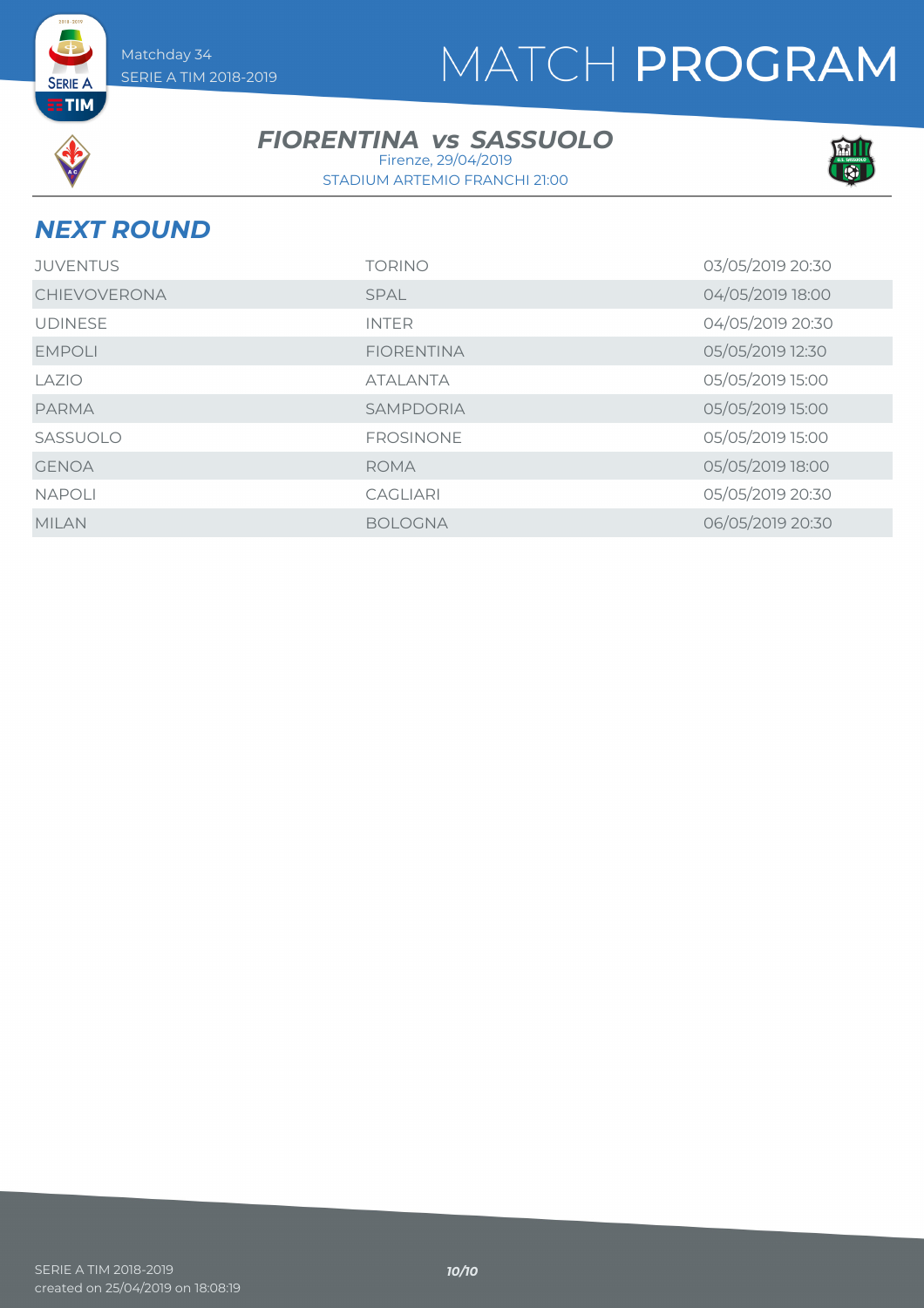Matchday 34
SERIE A TIM 2018-2019

# MATCH PROGRAM

**FIORENTINA vs SASSUOLO**
Firenze, 29/04/2019
STADIUM ARTEMIO FRANCHI 21:00

## NEXT ROUND

| | | |
|---|---|---|
| JUVENTUS | TORINO | 03/05/2019 20:30 |
| CHIEVOVERONA | SPAL | 04/05/2019 18:00 |
| UDINESE | INTER | 04/05/2019 20:30 |
| EMPOLI | FIORENTINA | 05/05/2019 12:30 |
| LAZIO | ATALANTA | 05/05/2019 15:00 |
| PARMA | SAMPDORIA | 05/05/2019 15:00 |
| SASSUOLO | FROSINONE | 05/05/2019 15:00 |
| GENOA | ROMA | 05/05/2019 18:00 |
| NAPOLI | CAGLIARI | 05/05/2019 20:30 |
| MILAN | BOLOGNA | 06/05/2019 20:30 |

SERIE A TIM 2018-2019
created on 25/04/2019 on 18:08:19